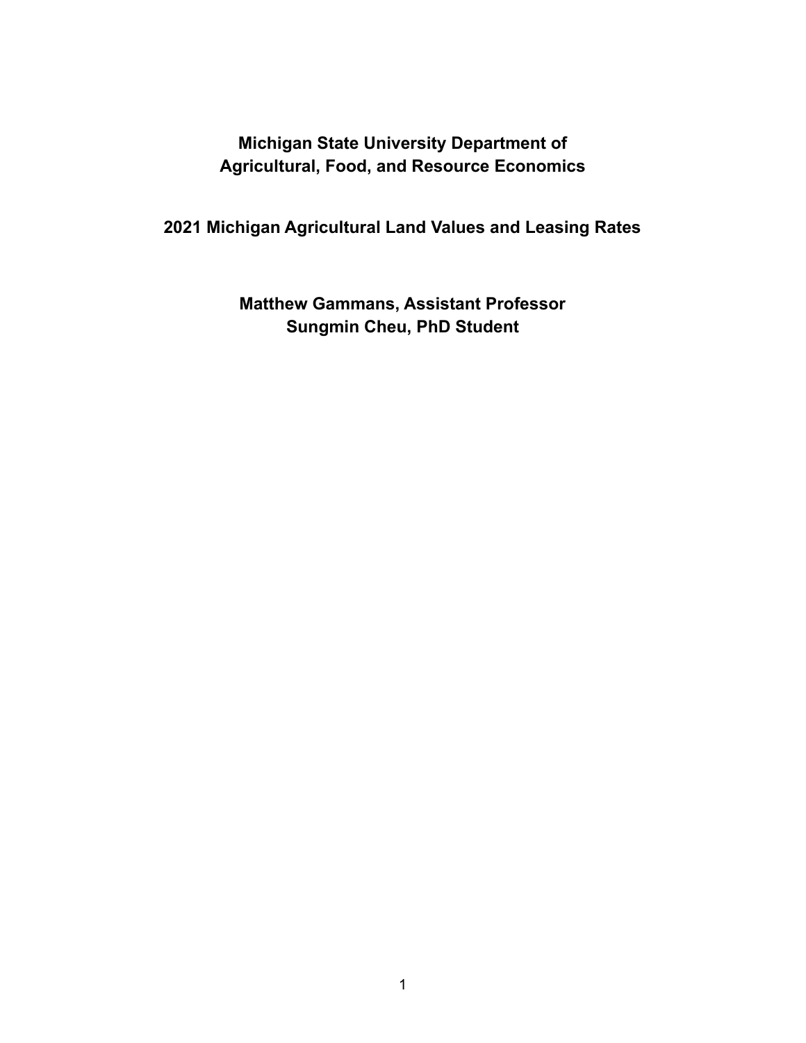**Michigan State University Department of Agricultural, Food, and Resource Economics**

# 2021 Michigan Agricultural Land Values and Leasing Rates

**Matthew Gammans, Assistant Professor**
**Sungmin Cheu, PhD Student**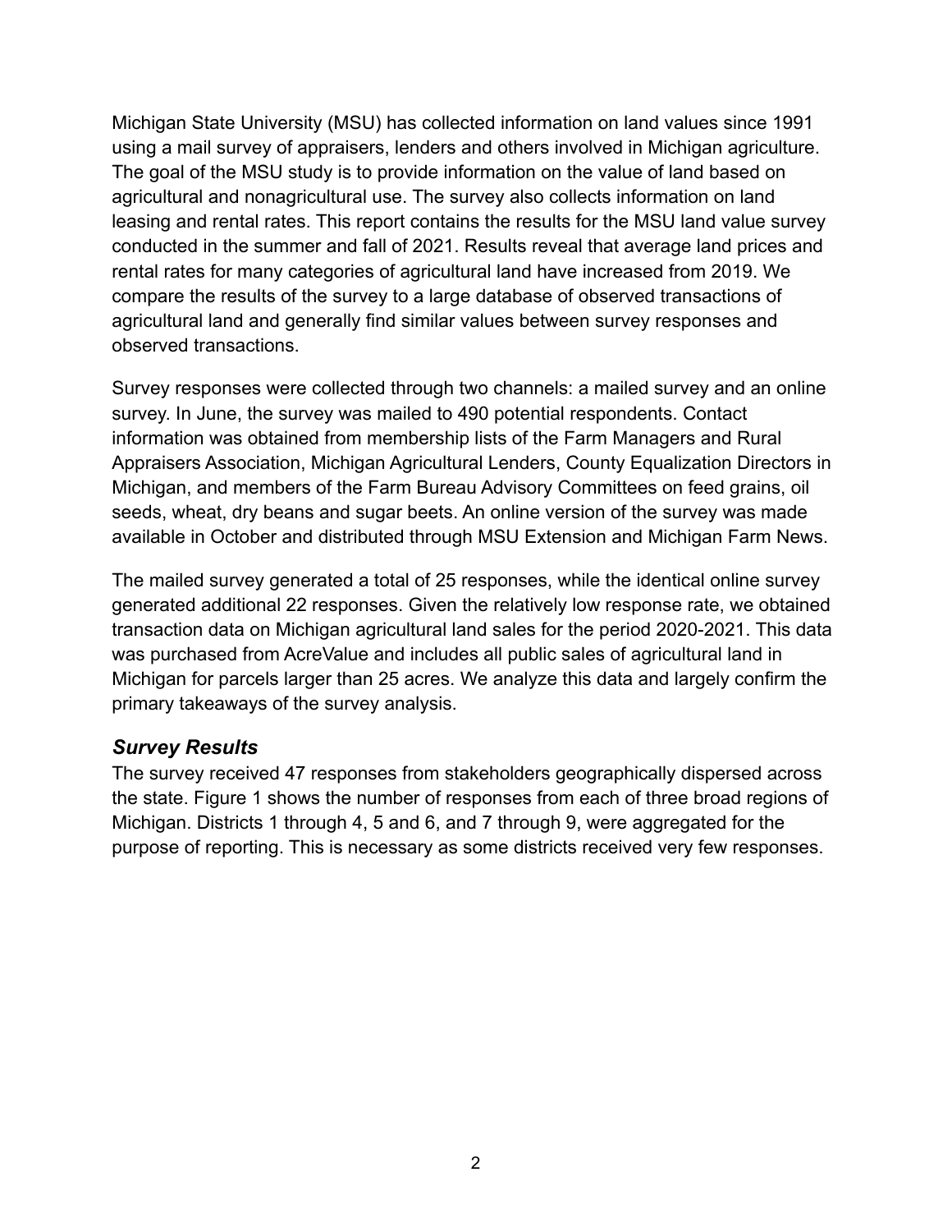Michigan State University (MSU) has collected information on land values since 1991 using a mail survey of appraisers, lenders and others involved in Michigan agriculture. The goal of the MSU study is to provide information on the value of land based on agricultural and nonagricultural use. The survey also collects information on land leasing and rental rates. This report contains the results for the MSU land value survey conducted in the summer and fall of 2021. Results reveal that average land prices and rental rates for many categories of agricultural land have increased from 2019. We compare the results of the survey to a large database of observed transactions of agricultural land and generally find similar values between survey responses and observed transactions.

Survey responses were collected through two channels: a mailed survey and an online survey. In June, the survey was mailed to 490 potential respondents. Contact information was obtained from membership lists of the Farm Managers and Rural Appraisers Association, Michigan Agricultural Lenders, County Equalization Directors in Michigan, and members of the Farm Bureau Advisory Committees on feed grains, oil seeds, wheat, dry beans and sugar beets. An online version of the survey was made available in October and distributed through MSU Extension and Michigan Farm News.

The mailed survey generated a total of 25 responses, while the identical online survey generated additional 22 responses. Given the relatively low response rate, we obtained transaction data on Michigan agricultural land sales for the period 2020-2021. This data was purchased from AcreValue and includes all public sales of agricultural land in Michigan for parcels larger than 25 acres. We analyze this data and largely confirm the primary takeaways of the survey analysis.

### *Survey Results*

The survey received 47 responses from stakeholders geographically dispersed across the state. Figure 1 shows the number of responses from each of three broad regions of Michigan. Districts 1 through 4, 5 and 6, and 7 through 9, were aggregated for the purpose of reporting. This is necessary as some districts received very few responses.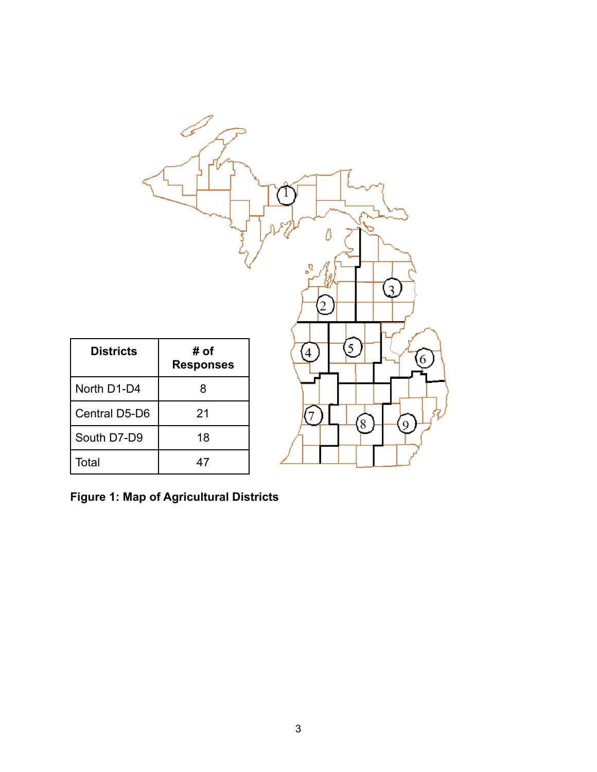| Districts | # of Responses |
| --- | --- |
| North D1-D4 | 8 |
| Central D5-D6 | 21 |
| South D7-D9 | 18 |
| Total | 47 |

1
2
3
4
5
6
7
8
9

**Figure 1: Map of Agricultural Districts**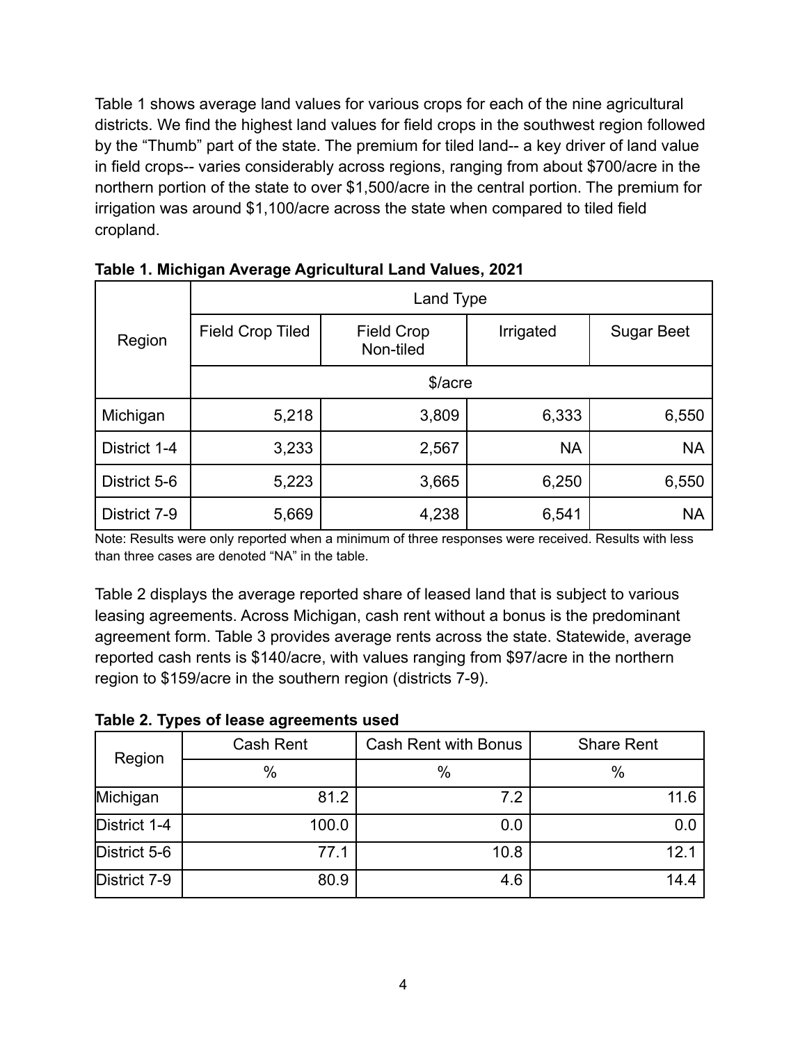Table 1 shows average land values for various crops for each of the nine agricultural districts. We find the highest land values for field crops in the southwest region followed by the "Thumb" part of the state. The premium for tiled land-- a key driver of land value in field crops-- varies considerably across regions, ranging from about $700/acre in the northern portion of the state to over $1,500/acre in the central portion. The premium for irrigation was around $1,100/acre across the state when compared to tiled field cropland.

**Table 1. Michigan Average Agricultural Land Values, 2021**

| Region | Land Type | | | |
|---|---|---|---|---|
| | Field Crop Tiled | Field Crop Non-tiled | Irrigated | Sugar Beet |
| | $/acre | | | |
| Michigan | 5,218 | 3,809 | 6,333 | 6,550 |
| District 1-4 | 3,233 | 2,567 | NA | NA |
| District 5-6 | 5,223 | 3,665 | 6,250 | 6,550 |
| District 7-9 | 5,669 | 4,238 | 6,541 | NA |

Note: Results were only reported when a minimum of three responses were received. Results with less than three cases are denoted "NA" in the table.

Table 2 displays the average reported share of leased land that is subject to various leasing agreements. Across Michigan, cash rent without a bonus is the predominant agreement form. Table 3 provides average rents across the state. Statewide, average reported cash rents is $140/acre, with values ranging from $97/acre in the northern region to $159/acre in the southern region (districts 7-9).

**Table 2. Types of lease agreements used**

| Region | Cash Rent | Cash Rent with Bonus | Share Rent |
|---|---|---|---|
| | % | % | % |
| Michigan | 81.2 | 7.2 | 11.6 |
| District 1-4 | 100.0 | 0.0 | 0.0 |
| District 5-6 | 77.1 | 10.8 | 12.1 |
| District 7-9 | 80.9 | 4.6 | 14.4 |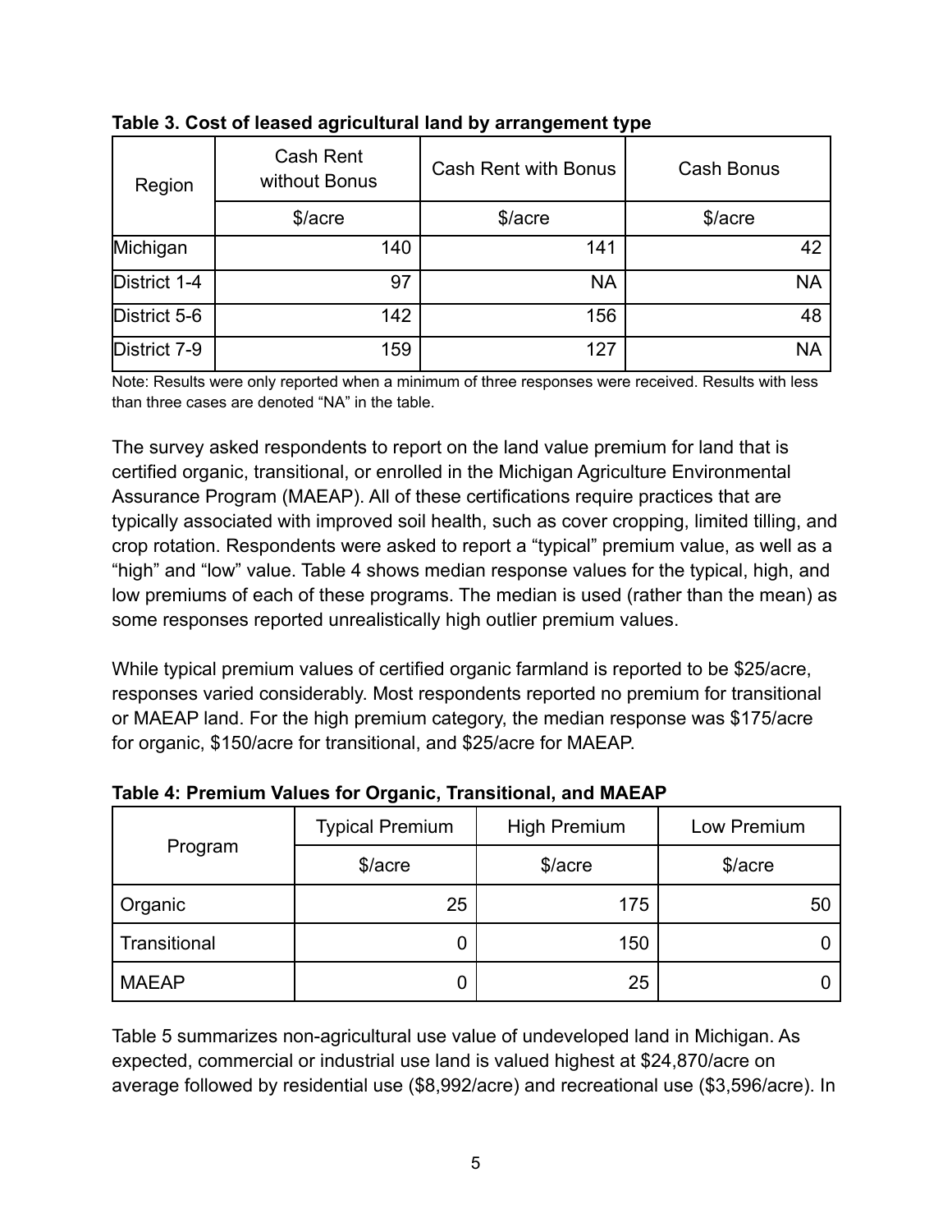**Table 3. Cost of leased agricultural land by arrangement type**

| Region | Cash Rent without Bonus | Cash Rent with Bonus | Cash Bonus |
|---|---|---|---|
| | $/acre | $/acre | $/acre |
| Michigan | 140 | 141 | 42 |
| District 1-4 | 97 | NA | NA |
| District 5-6 | 142 | 156 | 48 |
| District 7-9 | 159 | 127 | NA |

Note: Results were only reported when a minimum of three responses were received. Results with less than three cases are denoted "NA" in the table.

The survey asked respondents to report on the land value premium for land that is certified organic, transitional, or enrolled in the Michigan Agriculture Environmental Assurance Program (MAEAP). All of these certifications require practices that are typically associated with improved soil health, such as cover cropping, limited tilling, and crop rotation. Respondents were asked to report a "typical" premium value, as well as a "high" and "low" value. Table 4 shows median response values for the typical, high, and low premiums of each of these programs. The median is used (rather than the mean) as some responses reported unrealistically high outlier premium values.

While typical premium values of certified organic farmland is reported to be $25/acre, responses varied considerably. Most respondents reported no premium for transitional or MAEAP land. For the high premium category, the median response was $175/acre for organic, $150/acre for transitional, and $25/acre for MAEAP.

**Table 4: Premium Values for Organic, Transitional, and MAEAP**

| Program | Typical Premium | High Premium | Low Premium |
|---|---|---|---|
| | $/acre | $/acre | $/acre |
| Organic | 25 | 175 | 50 |
| Transitional | 0 | 150 | 0 |
| MAEAP | 0 | 25 | 0 |

Table 5 summarizes non-agricultural use value of undeveloped land in Michigan. As expected, commercial or industrial use land is valued highest at $24,870/acre on average followed by residential use ($8,992/acre) and recreational use ($3,596/acre). In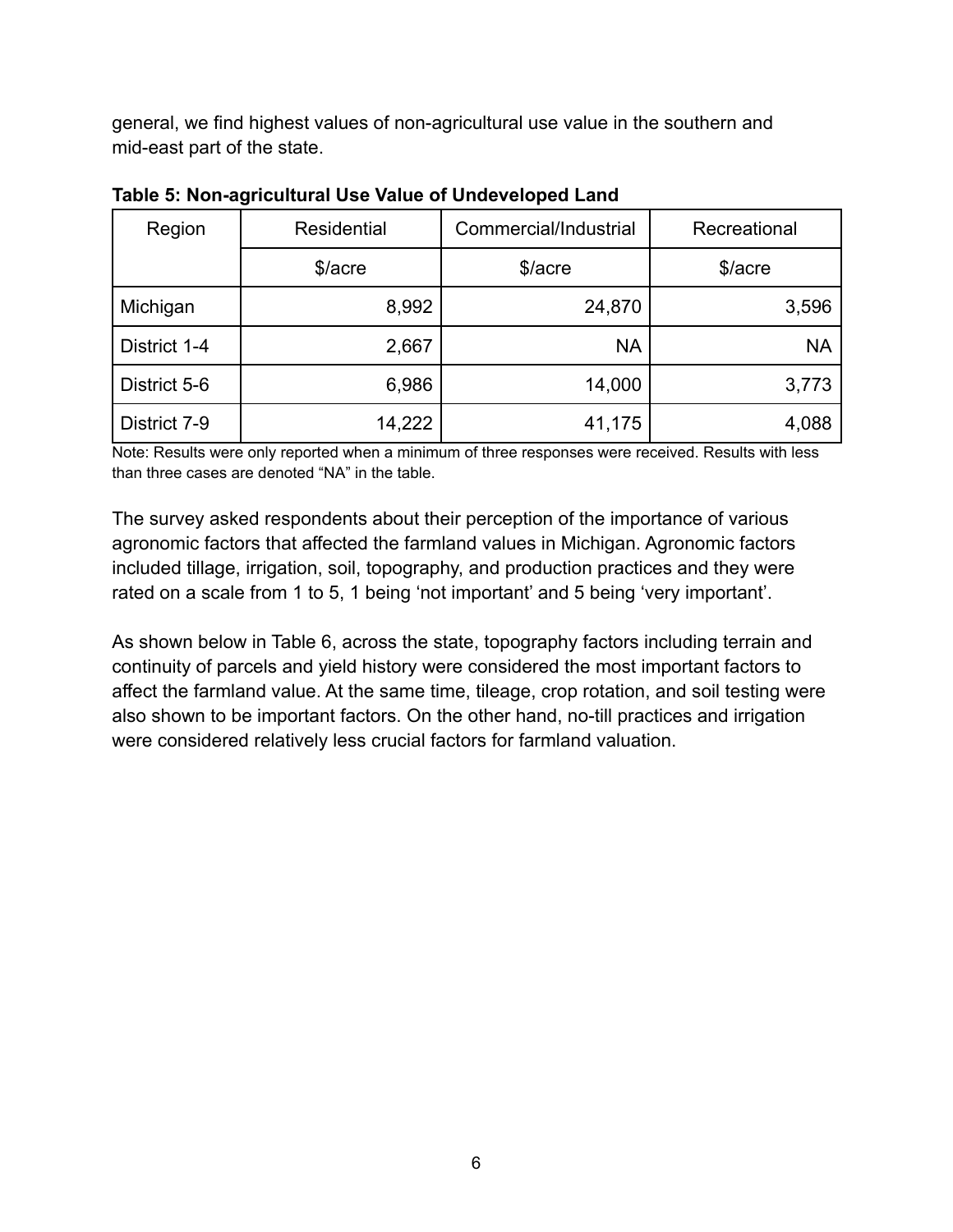general, we find highest values of non-agricultural use value in the southern and mid-east part of the state.

**Table 5: Non-agricultural Use Value of Undeveloped Land**

| Region | Residential | Commercial/Industrial | Recreational |
|---|---|---|---|
| | $/acre | $/acre | $/acre |
| Michigan | 8,992 | 24,870 | 3,596 |
| District 1-4 | 2,667 | NA | NA |
| District 5-6 | 6,986 | 14,000 | 3,773 |
| District 7-9 | 14,222 | 41,175 | 4,088 |

Note: Results were only reported when a minimum of three responses were received. Results with less than three cases are denoted “NA” in the table.

The survey asked respondents about their perception of the importance of various agronomic factors that affected the farmland values in Michigan. Agronomic factors included tillage, irrigation, soil, topography, and production practices and they were rated on a scale from 1 to 5, 1 being ‘not important’ and 5 being ‘very important’.

As shown below in Table 6, across the state, topography factors including terrain and continuity of parcels and yield history were considered the most important factors to affect the farmland value. At the same time, tileage, crop rotation, and soil testing were also shown to be important factors. On the other hand, no-till practices and irrigation were considered relatively less crucial factors for farmland valuation.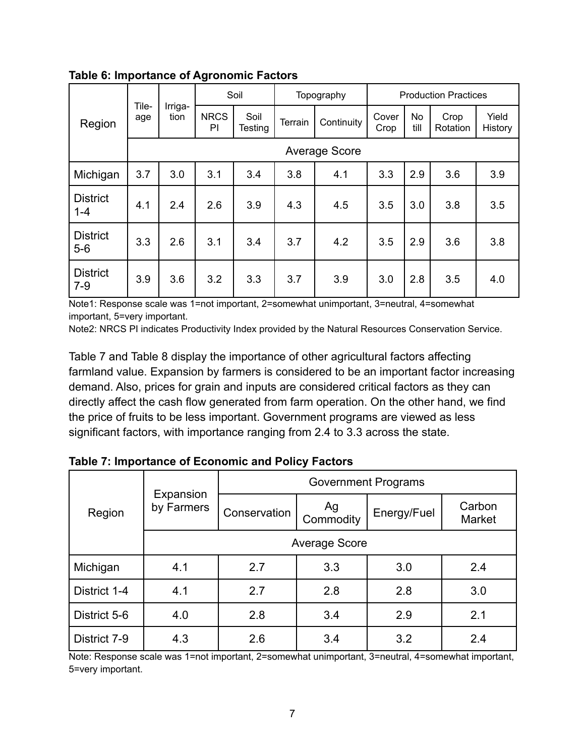**Table 6: Importance of Agronomic Factors**

| Region | Tile-age | Irriga-tion | Soil | | Topography | | Production Practices | | | |
|---|---|---|---|---|---|---|---|---|---|---|
| | | | NRCS PI | Soil Testing | Terrain | Continuity | Cover Crop | No till | Crop Rotation | Yield History |
| | Average Score | | | | | | | | | |
| Michigan | 3.7 | 3.0 | 3.1 | 3.4 | 3.8 | 4.1 | 3.3 | 2.9 | 3.6 | 3.9 |
| District 1-4 | 4.1 | 2.4 | 2.6 | 3.9 | 4.3 | 4.5 | 3.5 | 3.0 | 3.8 | 3.5 |
| District 5-6 | 3.3 | 2.6 | 3.1 | 3.4 | 3.7 | 4.2 | 3.5 | 2.9 | 3.6 | 3.8 |
| District 7-9 | 3.9 | 3.6 | 3.2 | 3.3 | 3.7 | 3.9 | 3.0 | 2.8 | 3.5 | 4.0 |

Note1: Response scale was 1=not important, 2=somewhat unimportant, 3=neutral, 4=somewhat important, 5=very important.

Note2: NRCS PI indicates Productivity Index provided by the Natural Resources Conservation Service.

Table 7 and Table 8 display the importance of other agricultural factors affecting farmland value. Expansion by farmers is considered to be an important factor increasing demand. Also, prices for grain and inputs are considered critical factors as they can directly affect the cash flow generated from farm operation. On the other hand, we find the price of fruits to be less important. Government programs are viewed as less significant factors, with importance ranging from 2.4 to 3.3 across the state.

**Table 7: Importance of Economic and Policy Factors**

| Region | Expansion by Farmers | Government Programs | | | |
|---|---|---|---|---|---|
| | | Conservation | Ag Commodity | Energy/Fuel | Carbon Market |
| | Average Score | | | | |
| Michigan | 4.1 | 2.7 | 3.3 | 3.0 | 2.4 |
| District 1-4 | 4.1 | 2.7 | 2.8 | 2.8 | 3.0 |
| District 5-6 | 4.0 | 2.8 | 3.4 | 2.9 | 2.1 |
| District 7-9 | 4.3 | 2.6 | 3.4 | 3.2 | 2.4 |

Note: Response scale was 1=not important, 2=somewhat unimportant, 3=neutral, 4=somewhat important, 5=very important.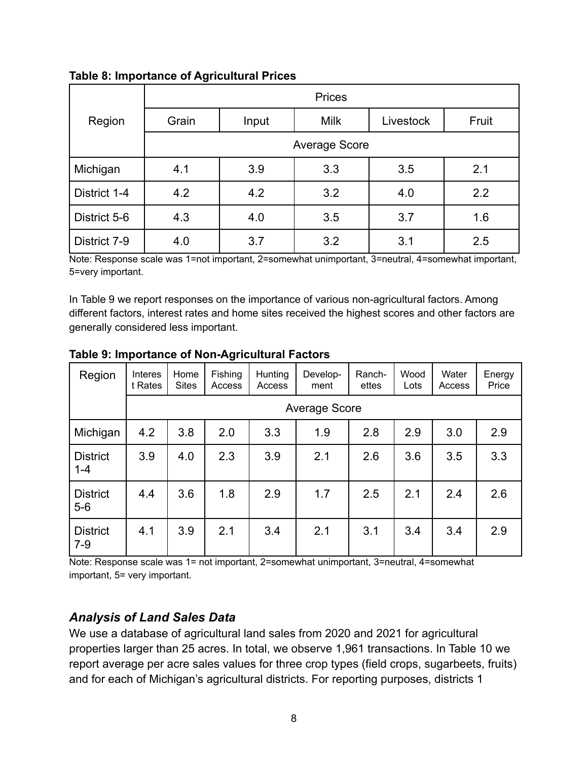**Table 8: Importance of Agricultural Prices**

| Region | Prices | | | | |
|---|---|---|---|---|---|
| | Grain | Input | Milk | Livestock | Fruit |
| | Average Score | | | | |
| Michigan | 4.1 | 3.9 | 3.3 | 3.5 | 2.1 |
| District 1-4 | 4.2 | 4.2 | 3.2 | 4.0 | 2.2 |
| District 5-6 | 4.3 | 4.0 | 3.5 | 3.7 | 1.6 |
| District 7-9 | 4.0 | 3.7 | 3.2 | 3.1 | 2.5 |

Note: Response scale was 1=not important, 2=somewhat unimportant, 3=neutral, 4=somewhat important, 5=very important.

In Table 9 we report responses on the importance of various non-agricultural factors. Among different factors, interest rates and home sites received the highest scores and other factors are generally considered less important.

**Table 9: Importance of Non-Agricultural Factors**

| Region | Interest Rates | Home Sites | Fishing Access | Hunting Access | Develop-ment | Ranch-ettes | Wood Lots | Water Access | Energy Price |
|---|---|---|---|---|---|---|---|---|---|
| | Average Score | | | | | | | | |
| Michigan | 4.2 | 3.8 | 2.0 | 3.3 | 1.9 | 2.8 | 2.9 | 3.0 | 2.9 |
| District 1-4 | 3.9 | 4.0 | 2.3 | 3.9 | 2.1 | 2.6 | 3.6 | 3.5 | 3.3 |
| District 5-6 | 4.4 | 3.6 | 1.8 | 2.9 | 1.7 | 2.5 | 2.1 | 2.4 | 2.6 |
| District 7-9 | 4.1 | 3.9 | 2.1 | 3.4 | 2.1 | 3.1 | 3.4 | 3.4 | 2.9 |

Note: Response scale was 1= not important, 2=somewhat unimportant, 3=neutral, 4=somewhat important, 5= very important.

## *Analysis of Land Sales Data*

We use a database of agricultural land sales from 2020 and 2021 for agricultural properties larger than 25 acres. In total, we observe 1,961 transactions. In Table 10 we report average per acre sales values for three crop types (field crops, sugarbeets, fruits) and for each of Michigan's agricultural districts. For reporting purposes, districts 1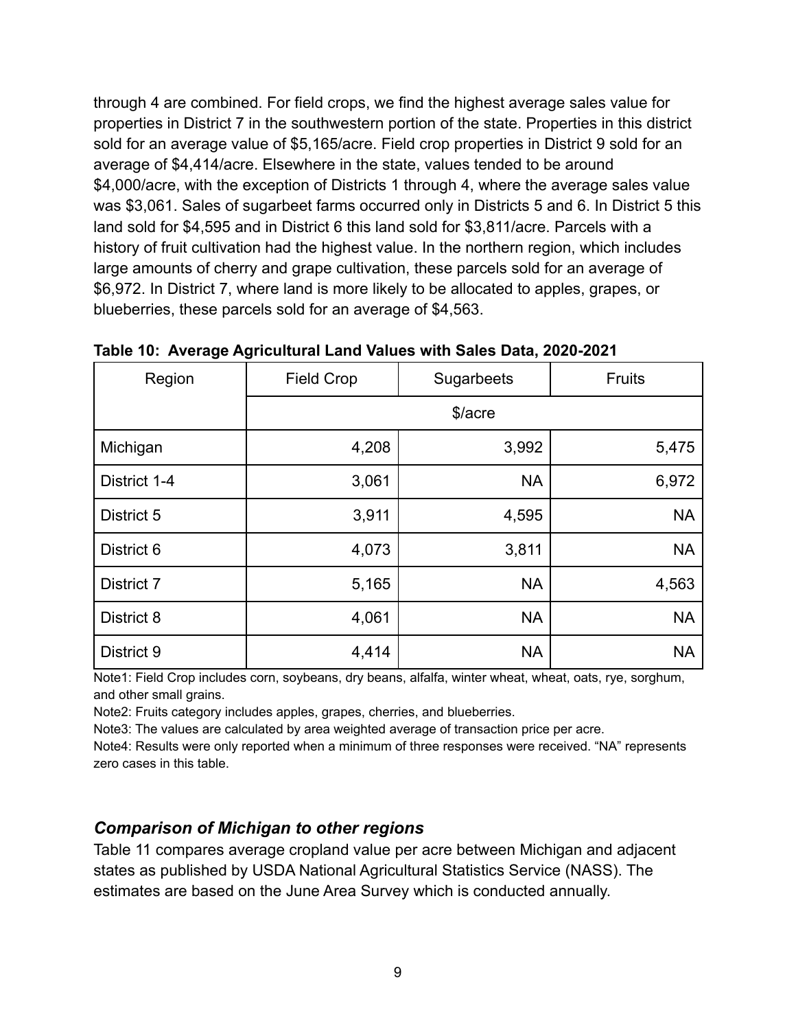through 4 are combined. For field crops, we find the highest average sales value for properties in District 7 in the southwestern portion of the state. Properties in this district sold for an average value of $5,165/acre. Field crop properties in District 9 sold for an average of $4,414/acre. Elsewhere in the state, values tended to be around $4,000/acre, with the exception of Districts 1 through 4, where the average sales value was $3,061. Sales of sugarbeet farms occurred only in Districts 5 and 6. In District 5 this land sold for $4,595 and in District 6 this land sold for $3,811/acre. Parcels with a history of fruit cultivation had the highest value. In the northern region, which includes large amounts of cherry and grape cultivation, these parcels sold for an average of $6,972. In District 7, where land is more likely to be allocated to apples, grapes, or blueberries, these parcels sold for an average of $4,563.

**Table 10: Average Agricultural Land Values with Sales Data, 2020-2021**

| Region | Field Crop | Sugarbeets | Fruits |
|---|---|---|---|
| | $/acre | | |
| Michigan | 4,208 | 3,992 | 5,475 |
| District 1-4 | 3,061 | NA | 6,972 |
| District 5 | 3,911 | 4,595 | NA |
| District 6 | 4,073 | 3,811 | NA |
| District 7 | 5,165 | NA | 4,563 |
| District 8 | 4,061 | NA | NA |
| District 9 | 4,414 | NA | NA |

Note1: Field Crop includes corn, soybeans, dry beans, alfalfa, winter wheat, wheat, oats, rye, sorghum, and other small grains.

Note2: Fruits category includes apples, grapes, cherries, and blueberries.

Note3: The values are calculated by area weighted average of transaction price per acre.

Note4: Results were only reported when a minimum of three responses were received. "NA" represents zero cases in this table.

### *Comparison of Michigan to other regions*

Table 11 compares average cropland value per acre between Michigan and adjacent states as published by USDA National Agricultural Statistics Service (NASS). The estimates are based on the June Area Survey which is conducted annually.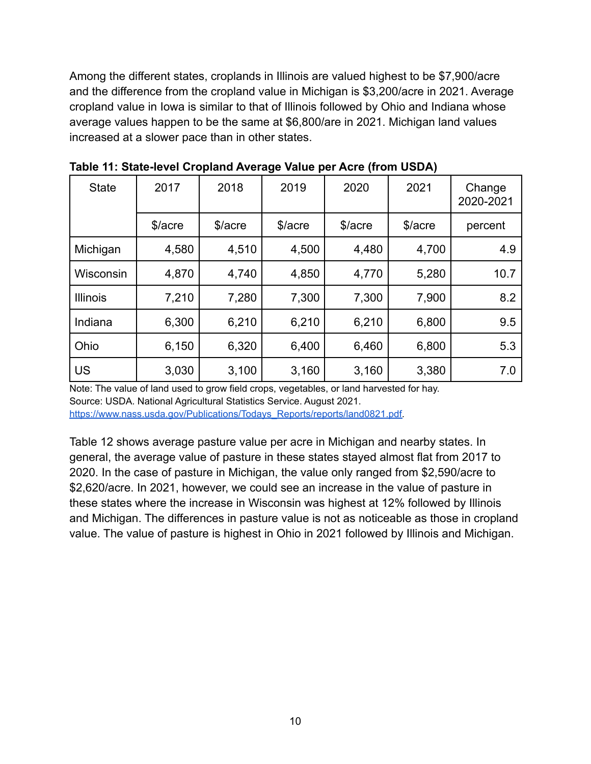Among the different states, croplands in Illinois are valued highest to be $7,900/acre and the difference from the cropland value in Michigan is $3,200/acre in 2021. Average cropland value in Iowa is similar to that of Illinois followed by Ohio and Indiana whose average values happen to be the same at $6,800/are in 2021. Michigan land values increased at a slower pace than in other states.

**Table 11: State-level Cropland Average Value per Acre (from USDA)**

| State | 2017 | 2018 | 2019 | 2020 | 2021 | Change 2020-2021 |
|---|---|---|---|---|---|---|
| | $/acre | $/acre | $/acre | $/acre | $/acre | percent |
| Michigan | 4,580 | 4,510 | 4,500 | 4,480 | 4,700 | 4.9 |
| Wisconsin | 4,870 | 4,740 | 4,850 | 4,770 | 5,280 | 10.7 |
| Illinois | 7,210 | 7,280 | 7,300 | 7,300 | 7,900 | 8.2 |
| Indiana | 6,300 | 6,210 | 6,210 | 6,210 | 6,800 | 9.5 |
| Ohio | 6,150 | 6,320 | 6,400 | 6,460 | 6,800 | 5.3 |
| US | 3,030 | 3,100 | 3,160 | 3,160 | 3,380 | 7.0 |

Note: The value of land used to grow field crops, vegetables, or land harvested for hay.
Source: USDA. National Agricultural Statistics Service. August 2021.
[https://www.nass.usda.gov/Publications/Todays_Reports/reports/land0821.pdf](https://www.nass.usda.gov/Publications/Todays_Reports/reports/land0821.pdf).

Table 12 shows average pasture value per acre in Michigan and nearby states. In general, the average value of pasture in these states stayed almost flat from 2017 to 2020. In the case of pasture in Michigan, the value only ranged from $2,590/acre to $2,620/acre. In 2021, however, we could see an increase in the value of pasture in these states where the increase in Wisconsin was highest at 12% followed by Illinois and Michigan. The differences in pasture value is not as noticeable as those in cropland value. The value of pasture is highest in Ohio in 2021 followed by Illinois and Michigan.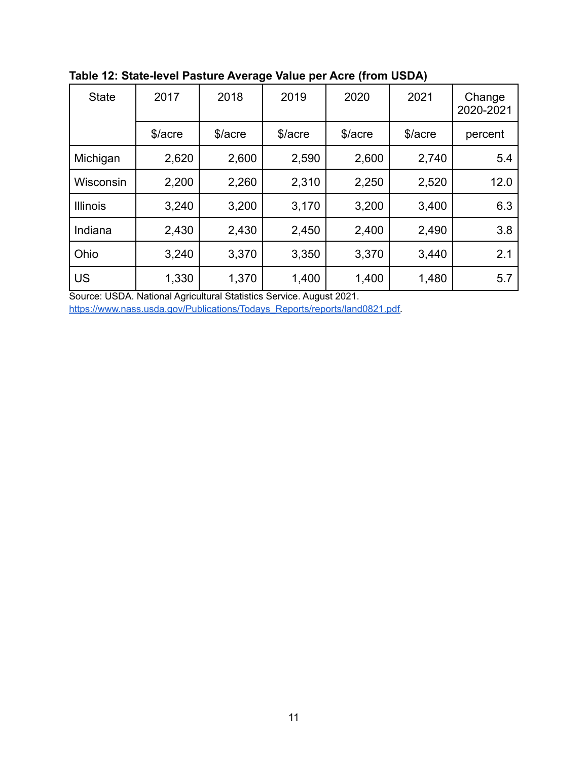**Table 12: State-level Pasture Average Value per Acre (from USDA)**

| State | 2017 | 2018 | 2019 | 2020 | 2021 | Change 2020-2021 |
|---|---|---|---|---|---|---|
| | $/acre | $/acre | $/acre | $/acre | $/acre | percent |
| Michigan | 2,620 | 2,600 | 2,590 | 2,600 | 2,740 | 5.4 |
| Wisconsin | 2,200 | 2,260 | 2,310 | 2,250 | 2,520 | 12.0 |
| Illinois | 3,240 | 3,200 | 3,170 | 3,200 | 3,400 | 6.3 |
| Indiana | 2,430 | 2,430 | 2,450 | 2,400 | 2,490 | 3.8 |
| Ohio | 3,240 | 3,370 | 3,350 | 3,370 | 3,440 | 2.1 |
| US | 1,330 | 1,370 | 1,400 | 1,400 | 1,480 | 5.7 |

Source: USDA. National Agricultural Statistics Service. August 2021. https://www.nass.usda.gov/Publications/Todays_Reports/reports/land0821.pdf.